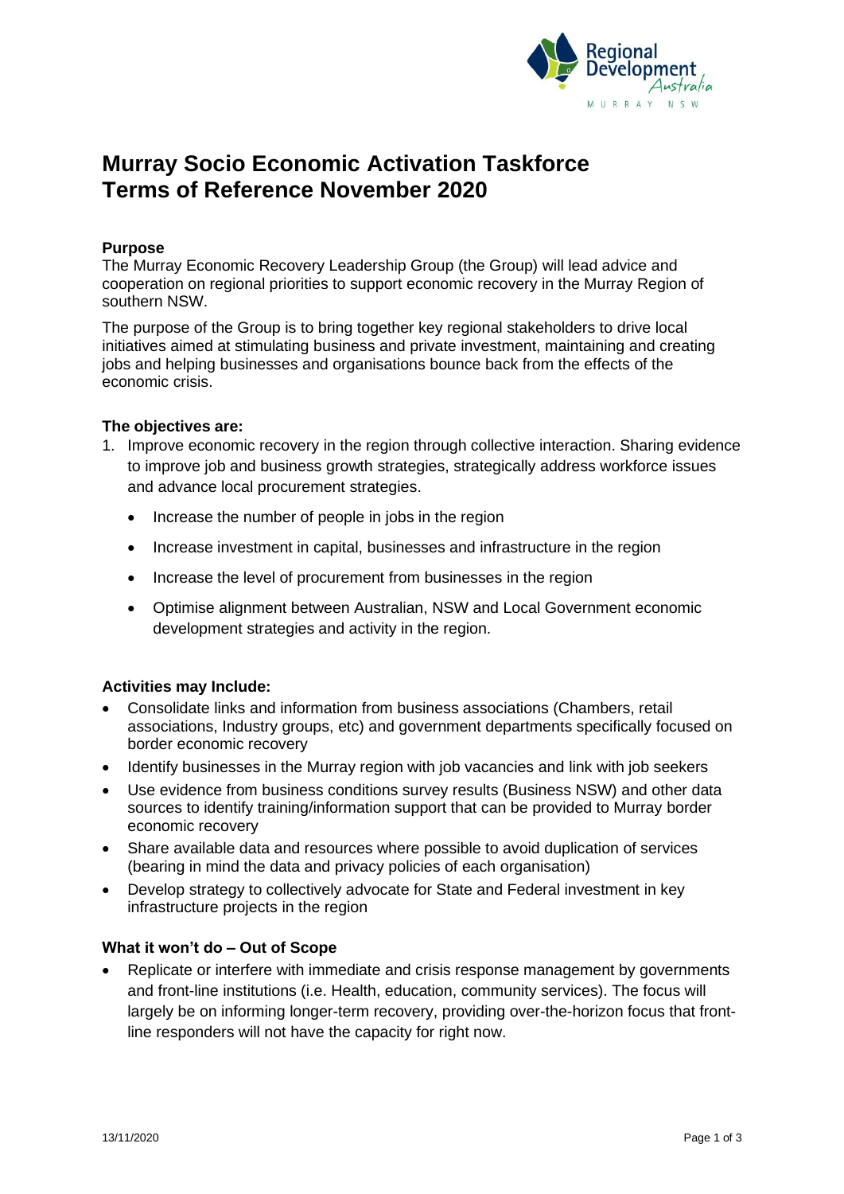# Murray Socio Economic Activation Taskforce Terms of Reference November 2020

**Purpose**

The Murray Economic Recovery Leadership Group (the Group) will lead advice and cooperation on regional priorities to support economic recovery in the Murray Region of southern NSW.

The purpose of the Group is to bring together key regional stakeholders to drive local initiatives aimed at stimulating business and private investment, maintaining and creating jobs and helping businesses and organisations bounce back from the effects of the economic crisis.

**The objectives are:**

1. Improve economic recovery in the region through collective interaction. Sharing evidence to improve job and business growth strategies, strategically address workforce issues and advance local procurement strategies.
   - Increase the number of people in jobs in the region
   - Increase investment in capital, businesses and infrastructure in the region
   - Increase the level of procurement from businesses in the region
   - Optimise alignment between Australian, NSW and Local Government economic development strategies and activity in the region.

**Activities may Include:**

- Consolidate links and information from business associations (Chambers, retail associations, Industry groups, etc) and government departments specifically focused on border economic recovery
- Identify businesses in the Murray region with job vacancies and link with job seekers
- Use evidence from business conditions survey results (Business NSW) and other data sources to identify training/information support that can be provided to Murray border economic recovery
- Share available data and resources where possible to avoid duplication of services (bearing in mind the data and privacy policies of each organisation)
- Develop strategy to collectively advocate for State and Federal investment in key infrastructure projects in the region

**What it won't do – Out of Scope**

- Replicate or interfere with immediate and crisis response management by governments and front-line institutions (i.e. Health, education, community services). The focus will largely be on informing longer-term recovery, providing over-the-horizon focus that front-line responders will not have the capacity for right now.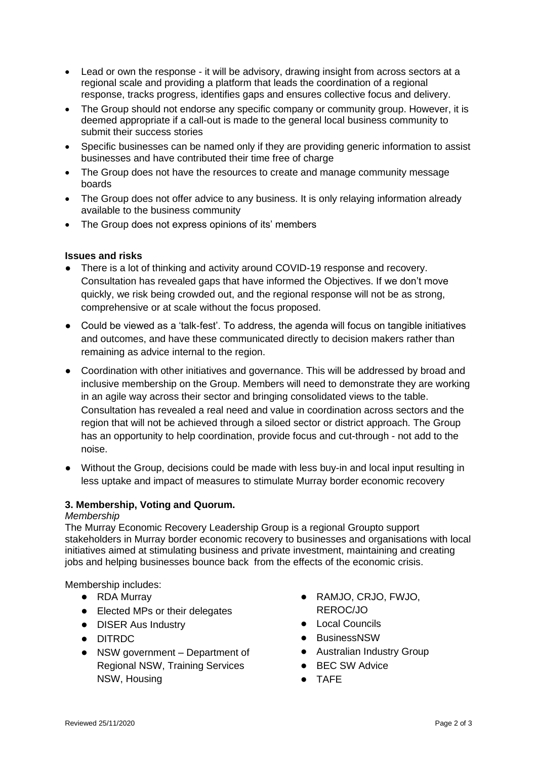- Lead or own the response - it will be advisory, drawing insight from across sectors at a regional scale and providing a platform that leads the coordination of a regional response, tracks progress, identifies gaps and ensures collective focus and delivery.
- The Group should not endorse any specific company or community group. However, it is deemed appropriate if a call-out is made to the general local business community to submit their success stories
- Specific businesses can be named only if they are providing generic information to assist businesses and have contributed their time free of charge
- The Group does not have the resources to create and manage community message boards
- The Group does not offer advice to any business. It is only relaying information already available to the business community
- The Group does not express opinions of its' members

**Issues and risks**

- There is a lot of thinking and activity around COVID-19 response and recovery. Consultation has revealed gaps that have informed the Objectives. If we don't move quickly, we risk being crowded out, and the regional response will not be as strong, comprehensive or at scale without the focus proposed.
- Could be viewed as a 'talk-fest'. To address, the agenda will focus on tangible initiatives and outcomes, and have these communicated directly to decision makers rather than remaining as advice internal to the region.
- Coordination with other initiatives and governance. This will be addressed by broad and inclusive membership on the Group. Members will need to demonstrate they are working in an agile way across their sector and bringing consolidated views to the table. Consultation has revealed a real need and value in coordination across sectors and the region that will not be achieved through a siloed sector or district approach. The Group has an opportunity to help coordination, provide focus and cut-through - not add to the noise.
- Without the Group, decisions could be made with less buy-in and local input resulting in less uptake and impact of measures to stimulate Murray border economic recovery

**3. Membership, Voting and Quorum.**

*Membership*

The Murray Economic Recovery Leadership Group is a regional Groupto support stakeholders in Murray border economic recovery to businesses and organisations with local initiatives aimed at stimulating business and private investment, maintaining and creating jobs and helping businesses bounce back from the effects of the economic crisis.

Membership includes:

- RDA Murray
- Elected MPs or their delegates
- DISER Aus Industry
- DITRDC
- NSW government – Department of Regional NSW, Training Services NSW, Housing
- RAMJO, CRJO, FWJO, REROC/JO
- Local Councils
- BusinessNSW
- Australian Industry Group
- BEC SW Advice
- TAFE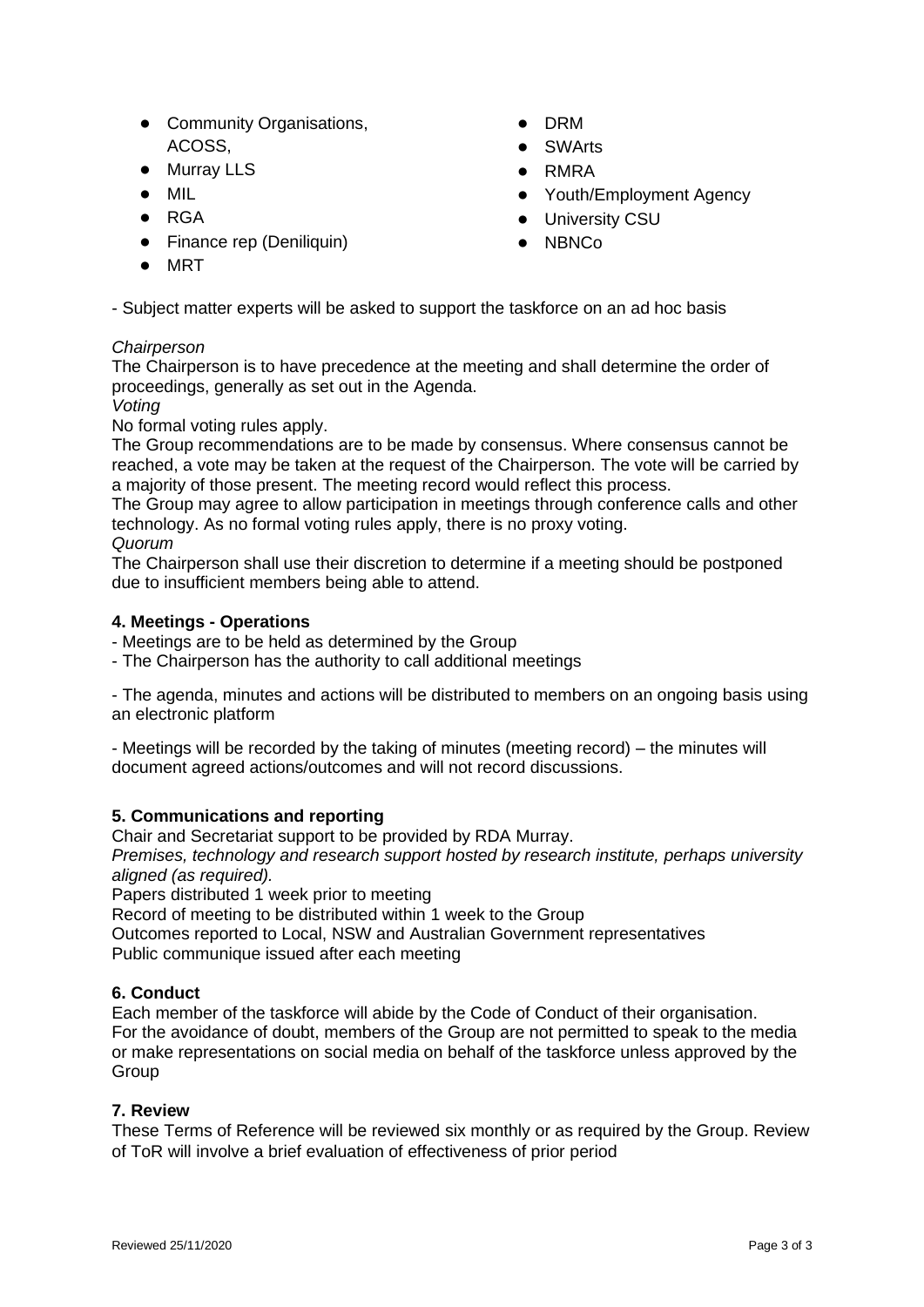- Community Organisations, ACOSS,
- Murray LLS
- MIL
- RGA
- Finance rep (Deniliquin)
- MRT
- DRM
- SWArts
- RMRA
- Youth/Employment Agency
- University CSU
- NBNCo

- Subject matter experts will be asked to support the taskforce on an ad hoc basis

*Chairperson*

The Chairperson is to have precedence at the meeting and shall determine the order of proceedings, generally as set out in the Agenda.

*Voting*

No formal voting rules apply.

The Group recommendations are to be made by consensus. Where consensus cannot be reached, a vote may be taken at the request of the Chairperson. The vote will be carried by a majority of those present. The meeting record would reflect this process.

The Group may agree to allow participation in meetings through conference calls and other technology. As no formal voting rules apply, there is no proxy voting.

*Quorum*

The Chairperson shall use their discretion to determine if a meeting should be postponed due to insufficient members being able to attend.

### 4. Meetings - Operations

- Meetings are to be held as determined by the Group
- The Chairperson has the authority to call additional meetings

- The agenda, minutes and actions will be distributed to members on an ongoing basis using an electronic platform

- Meetings will be recorded by the taking of minutes (meeting record) – the minutes will document agreed actions/outcomes and will not record discussions.

### 5. Communications and reporting

Chair and Secretariat support to be provided by RDA Murray.

*Premises, technology and research support hosted by research institute, perhaps university aligned (as required).*

Papers distributed 1 week prior to meeting

Record of meeting to be distributed within 1 week to the Group

Outcomes reported to Local, NSW and Australian Government representatives

Public communique issued after each meeting

### 6. Conduct

Each member of the taskforce will abide by the Code of Conduct of their organisation.

For the avoidance of doubt, members of the Group are not permitted to speak to the media or make representations on social media on behalf of the taskforce unless approved by the Group

### 7. Review

These Terms of Reference will be reviewed six monthly or as required by the Group. Review of ToR will involve a brief evaluation of effectiveness of prior period

Reviewed 25/11/2020